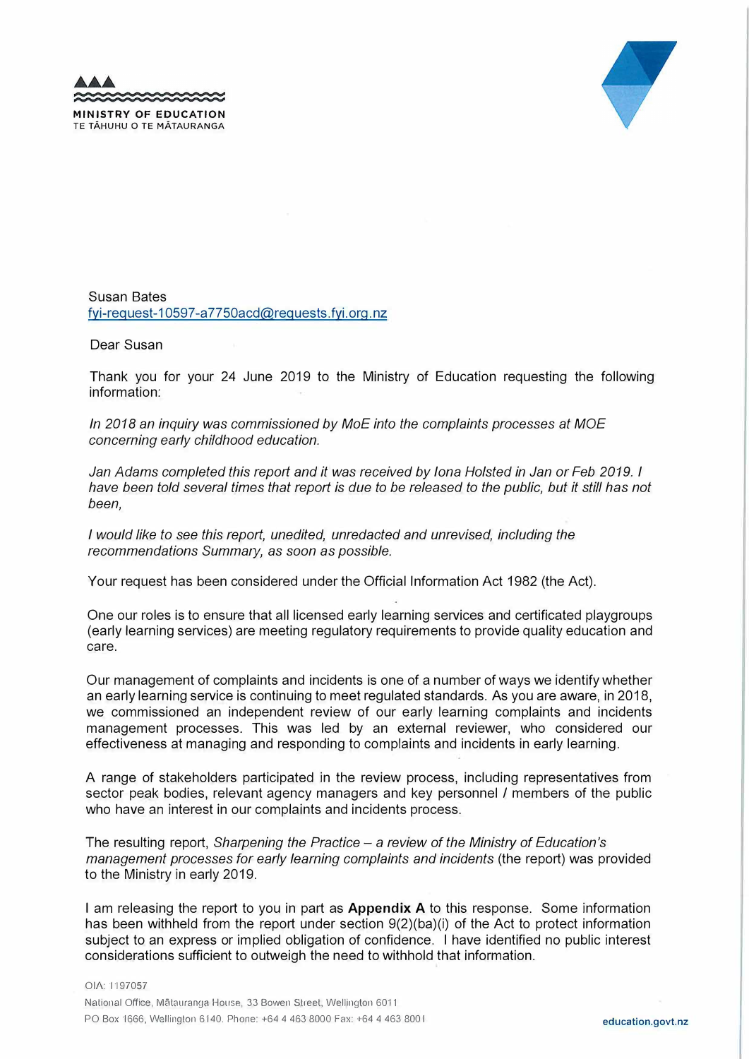MINISTRY OF EDUCATION
TE TĀHUHU O TE MĀTAURANGA

Susan Bates
fyi-request-10597-a7750acd@requests.fyi.org.nz

Dear Susan

Thank you for your 24 June 2019 to the Ministry of Education requesting the following information:

*In 2018 an inquiry was commissioned by MoE into the complaints processes at MOE concerning early childhood education.*

*Jan Adams completed this report and it was received by Iona Holsted in Jan or Feb 2019. I have been told several times that report is due to be released to the public, but it still has not been,*

*I would like to see this report, unedited, unredacted and unrevised, including the recommendations Summary, as soon as possible.*

Your request has been considered under the Official Information Act 1982 (the Act).

One our roles is to ensure that all licensed early learning services and certificated playgroups (early learning services) are meeting regulatory requirements to provide quality education and care.

Our management of complaints and incidents is one of a number of ways we identify whether an early learning service is continuing to meet regulated standards. As you are aware, in 2018, we commissioned an independent review of our early learning complaints and incidents management processes. This was led by an external reviewer, who considered our effectiveness at managing and responding to complaints and incidents in early learning.

A range of stakeholders participated in the review process, including representatives from sector peak bodies, relevant agency managers and key personnel / members of the public who have an interest in our complaints and incidents process.

The resulting report, *Sharpening the Practice – a review of the Ministry of Education's management processes for early learning complaints and incidents* (the report) was provided to the Ministry in early 2019.

I am releasing the report to you in part as **Appendix A** to this response. Some information has been withheld from the report under section 9(2)(ba)(i) of the Act to protect information subject to an express or implied obligation of confidence. I have identified no public interest considerations sufficient to outweigh the need to withhold that information.

OIA: 1197057

National Office, Mātauranga House, 33 Bowen Street, Wellington 6011
PO Box 1666, Wellington 6140. Phone: +64 4 463 8000 Fax: +64 4 463 8001

education.govt.nz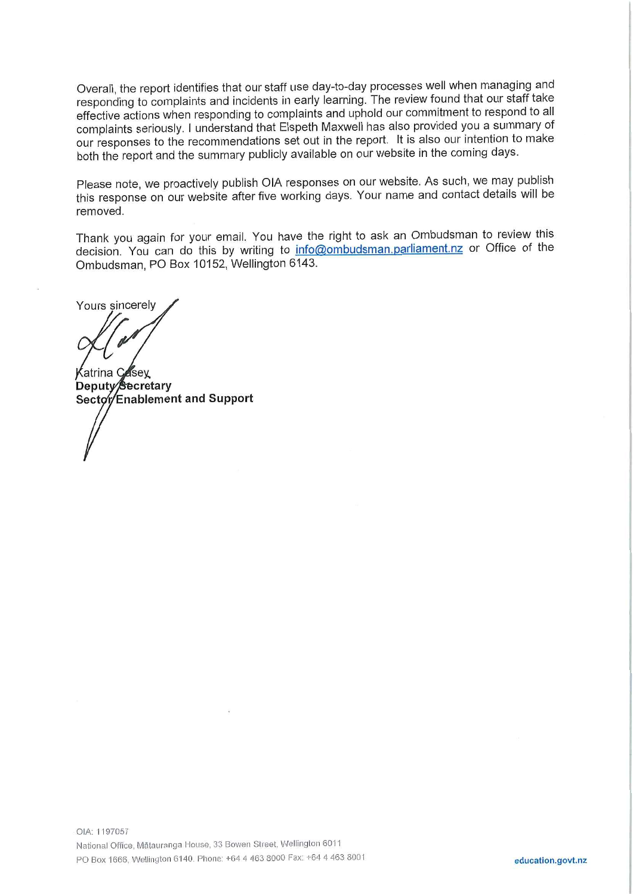Overall, the report identifies that our staff use day-to-day processes well when managing and responding to complaints and incidents in early learning. The review found that our staff take effective actions when responding to complaints and uphold our commitment to respond to all complaints seriously. I understand that Elspeth Maxwell has also provided you a summary of our responses to the recommendations set out in the report. It is also our intention to make both the report and the summary publicly available on our website in the coming days.

Please note, we proactively publish OIA responses on our website. As such, we may publish this response on our website after five working days. Your name and contact details will be removed.

Thank you again for your email. You have the right to ask an Ombudsman to review this decision. You can do this by writing to info@ombudsman.parliament.nz or Office of the Ombudsman, PO Box 10152, Wellington 6143.

Yours sincerely

Katrina Casey
**Deputy Secretary**
**Sector Enablement and Support**

OIA: 1197057
National Office, Mātauranga House, 33 Bowen Street, Wellington 6011
PO Box 1666, Wellington 6140. Phone: +64 4 463 8000 Fax: +64 4 463 8001

education.govt.nz